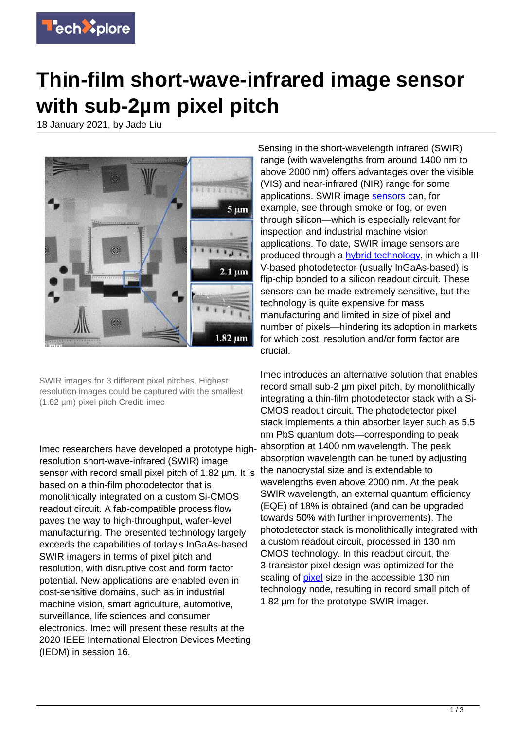# Thin-film short-wave-infrared image sensor with sub-2µm pixel pitch

18 January 2021, by Jade Liu

SWIR images for 3 different pixel pitches. Highest resolution images could be captured with the smallest (1.82 µm) pixel pitch Credit: imec

Imec researchers have developed a prototype high-resolution short-wave-infrared (SWIR) image sensor with record small pixel pitch of 1.82 µm. It is based on a thin-film photodetector that is monolithically integrated on a custom Si-CMOS readout circuit. A fab-compatible process flow paves the way to high-throughput, wafer-level manufacturing. The presented technology largely exceeds the capabilities of today's InGaAs-based SWIR imagers in terms of pixel pitch and resolution, with disruptive cost and form factor potential. New applications are enabled even in cost-sensitive domains, such as in industrial machine vision, smart agriculture, automotive, surveillance, life sciences and consumer electronics. Imec will present these results at the 2020 IEEE International Electron Devices Meeting (IEDM) in session 16.

Sensing in the short-wavelength infrared (SWIR) range (with wavelengths from around 1400 nm to above 2000 nm) offers advantages over the visible (VIS) and near-infrared (NIR) range for some applications. SWIR image sensors can, for example, see through smoke or fog, or even through silicon—which is especially relevant for inspection and industrial machine vision applications. To date, SWIR image sensors are produced through a hybrid technology, in which a III-V-based photodetector (usually InGaAs-based) is flip-chip bonded to a silicon readout circuit. These sensors can be made extremely sensitive, but the technology is quite expensive for mass manufacturing and limited in size of pixel and number of pixels—hindering its adoption in markets for which cost, resolution and/or form factor are crucial.

Imec introduces an alternative solution that enables record small sub-2 µm pixel pitch, by monolithically integrating a thin-film photodetector stack with a Si-CMOS readout circuit. The photodetector pixel stack implements a thin absorber layer such as 5.5 nm PbS quantum dots—corresponding to peak absorption at 1400 nm wavelength. The peak absorption wavelength can be tuned by adjusting the nanocrystal size and is extendable to wavelengths even above 2000 nm. At the peak SWIR wavelength, an external quantum efficiency (EQE) of 18% is obtained (and can be upgraded towards 50% with further improvements). The photodetector stack is monolithically integrated with a custom readout circuit, processed in 130 nm CMOS technology. In this readout circuit, the 3-transistor pixel design was optimized for the scaling of pixel size in the accessible 130 nm technology node, resulting in record small pitch of 1.82 µm for the prototype SWIR imager.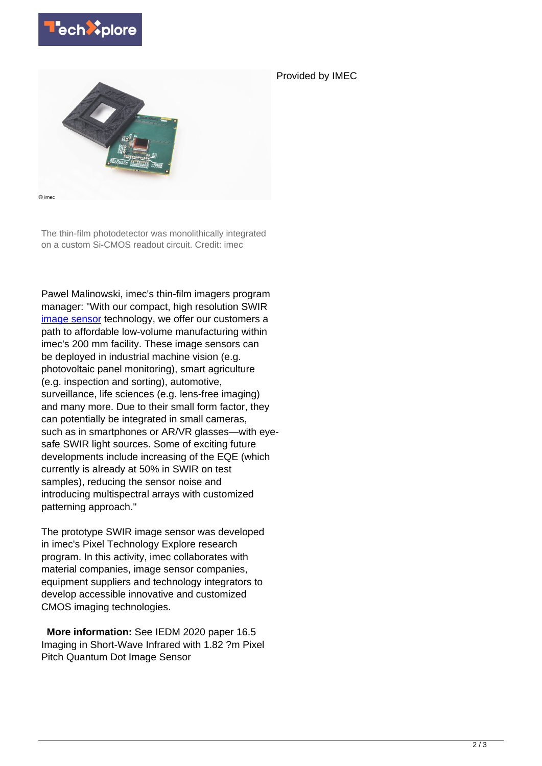Provided by IMEC

The thin-film photodetector was monolithically integrated on a custom Si-CMOS readout circuit. Credit: imec

Pawel Malinowski, imec's thin-film imagers program manager: "With our compact, high resolution SWIR image sensor technology, we offer our customers a path to affordable low-volume manufacturing within imec's 200 mm facility. These image sensors can be deployed in industrial machine vision (e.g. photovoltaic panel monitoring), smart agriculture (e.g. inspection and sorting), automotive, surveillance, life sciences (e.g. lens-free imaging) and many more. Due to their small form factor, they can potentially be integrated in small cameras, such as in smartphones or AR/VR glasses—with eye-safe SWIR light sources. Some of exciting future developments include increasing of the EQE (which currently is already at 50% in SWIR on test samples), reducing the sensor noise and introducing multispectral arrays with customized patterning approach."

The prototype SWIR image sensor was developed in imec's Pixel Technology Explore research program. In this activity, imec collaborates with material companies, image sensor companies, equipment suppliers and technology integrators to develop accessible innovative and customized CMOS imaging technologies.

**More information:** See IEDM 2020 paper 16.5 Imaging in Short-Wave Infrared with 1.82 ?m Pixel Pitch Quantum Dot Image Sensor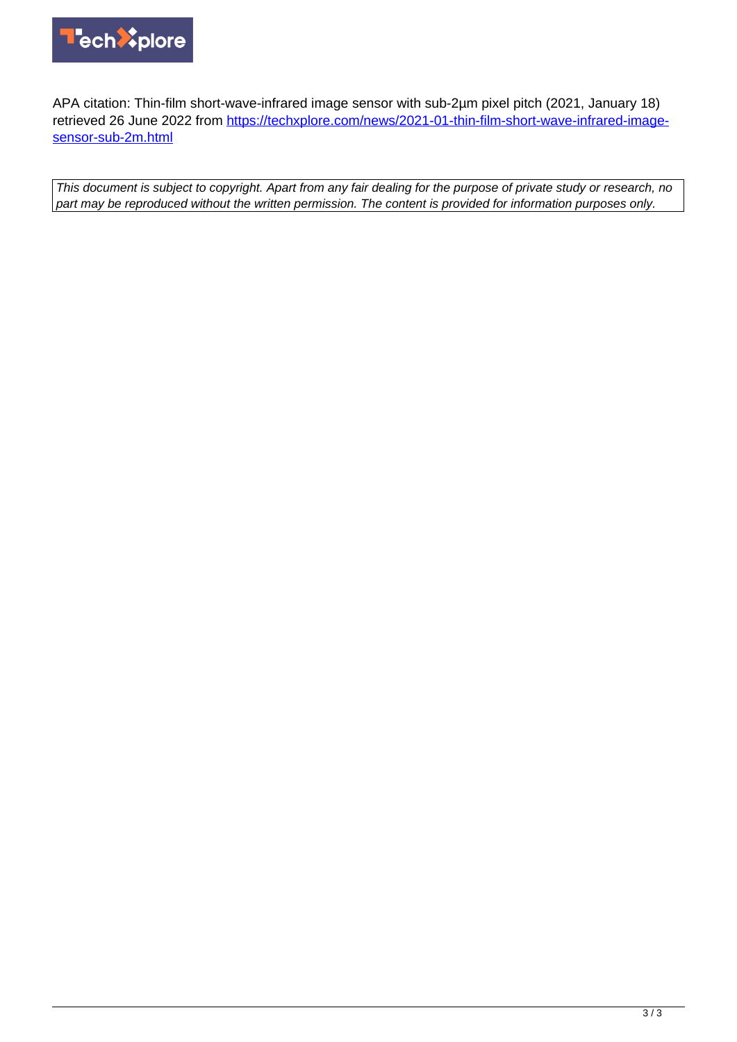APA citation: Thin-film short-wave-infrared image sensor with sub-2µm pixel pitch (2021, January 18) retrieved 26 June 2022 from https://techxplore.com/news/2021-01-thin-film-short-wave-infrared-image-sensor-sub-2m.html

*This document is subject to copyright. Apart from any fair dealing for the purpose of private study or research, no part may be reproduced without the written permission. The content is provided for information purposes only.*